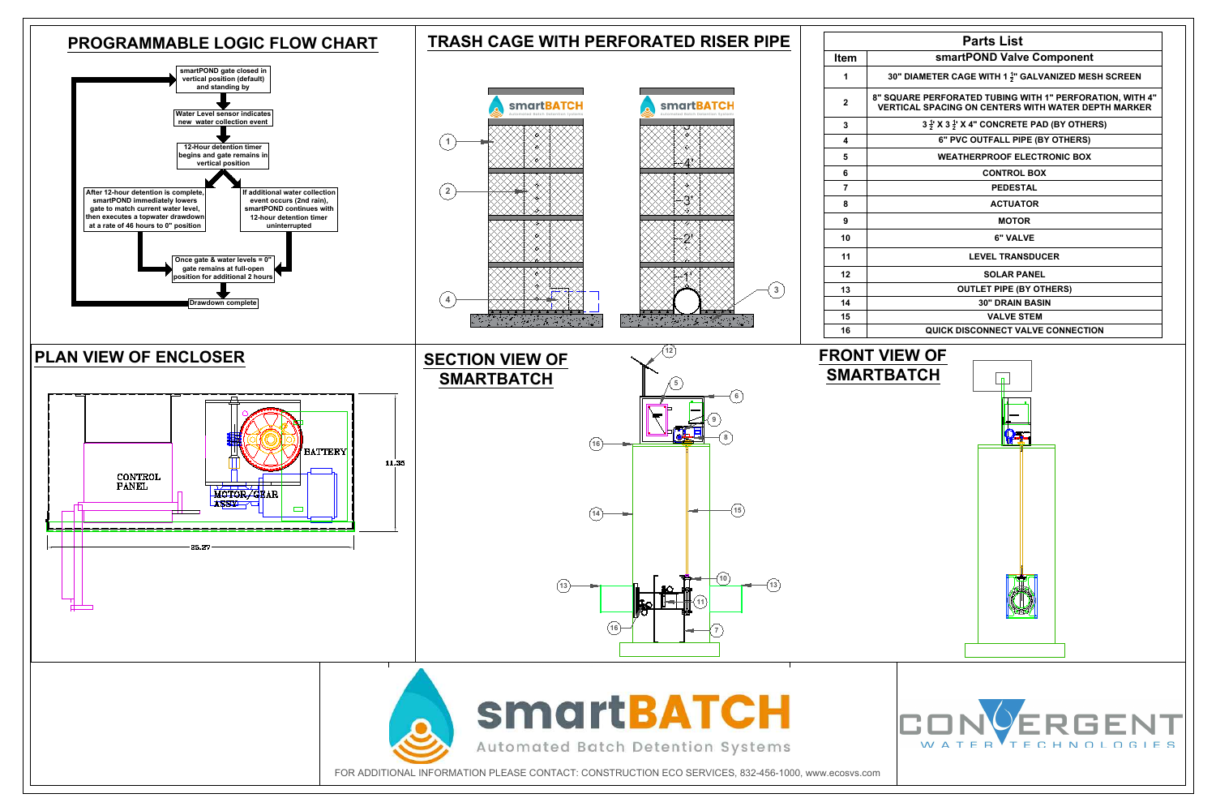## PROGRAMMABLE LOGIC FLOW CHART

smartPOND gate closed in vertical position (default) and standing by

Water Level sensor indicates new water collection event

12-Hour detention timer begins and gate remains in vertical position

After 12-hour detention is complete, smartPOND immediately lowers gate to match current water level, then executes a topwater drawdown at a rate of 46 hours to 0" position

If additional water collection event occurs (2nd rain), smartPOND continues with 12-hour detention timer uninterrupted

Once gate & water levels = 0" gate remains at full-open position for additional 2 hours

Drawdown complete

## TRASH CAGE WITH PERFORATED RISER PIPE

## Parts List

| Item | smartPOND Valve Component |
|---|---|
| 1 | 30" DIAMETER CAGE WITH 1 $\frac{1}{2}$" GALVANIZED MESH SCREEN |
| 2 | 8" SQUARE PERFORATED TUBING WITH 1" PERFORATION, WITH 4" VERTICAL SPACING ON CENTERS WITH WATER DEPTH MARKER |
| 3 | 3 $\frac{1}{2}$' X 3 $\frac{1}{2}$' X 4" CONCRETE PAD (BY OTHERS) |
| 4 | 6" PVC OUTFALL PIPE (BY OTHERS) |
| 5 | WEATHERPROOF ELECTRONIC BOX |
| 6 | CONTROL BOX |
| 7 | PEDESTAL |
| 8 | ACTUATOR |
| 9 | MOTOR |
| 10 | 6" VALVE |
| 11 | LEVEL TRANSDUCER |
| 12 | SOLAR PANEL |
| 13 | OUTLET PIPE (BY OTHERS) |
| 14 | 30" DRAIN BASIN |
| 15 | VALVE STEM |
| 16 | QUICK DISCONNECT VALVE CONNECTION |

## PLAN VIEW OF ENCLOSER

CONTROL PANEL

BATTERY

MOTOR/GEAR ASSY

11.35

25.27

## SECTION VIEW OF SMARTBATCH

## FRONT VIEW OF SMARTBATCH

smartBATCH Automated Batch Detention Systems

CONVERGENT WATER TECHNOLOGIES

FOR ADDITIONAL INFORMATION PLEASE CONTACT: CONSTRUCTION ECO SERVICES, 832-456-1000, www.ecosvs.com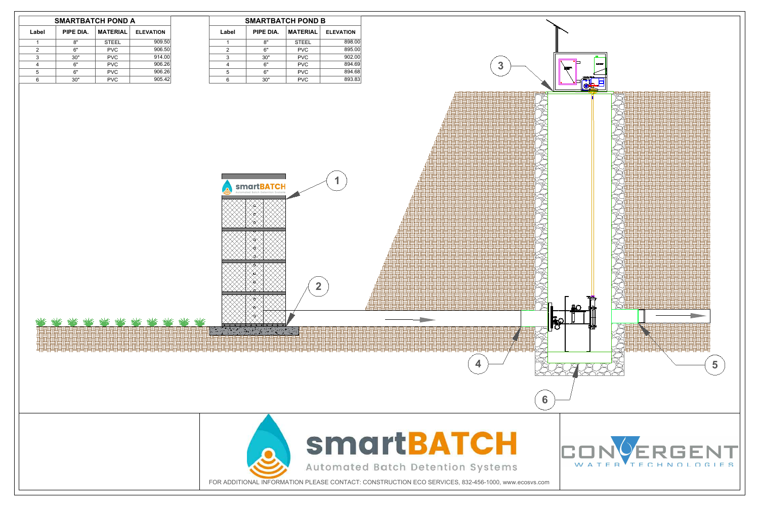| SMARTBATCH POND A | | | |
|---|---|---|---|
| Label | PIPE DIA. | MATERIAL | ELEVATION |
| 1 | 8" | STEEL | 909.50 |
| 2 | 6" | PVC | 906.50 |
| 3 | 30" | PVC | 914.00 |
| 4 | 6" | PVC | 906.26 |
| 5 | 6" | PVC | 906.26 |
| 6 | 30" | PVC | 905.42 |

| SMARTBATCH POND B | | | |
|---|---|---|---|
| Label | PIPE DIA. | MATERIAL | ELEVATION |
| 1 | 8" | STEEL | 898.00 |
| 2 | 6" | PVC | 895.00 |
| 3 | 30" | PVC | 902.00 |
| 4 | 6" | PVC | 894.69 |
| 5 | 6" | PVC | 894.68 |
| 6 | 30" | PVC | 893.83 |

1

2

3

4

5

6

smartBATCH
Automated Batch Detention Systems

FOR ADDITIONAL INFORMATION PLEASE CONTACT: CONSTRUCTION ECO SERVICES, 832-456-1000, www.ecosvs.com

CONVERGENT
WATER TECHNOLOGIES